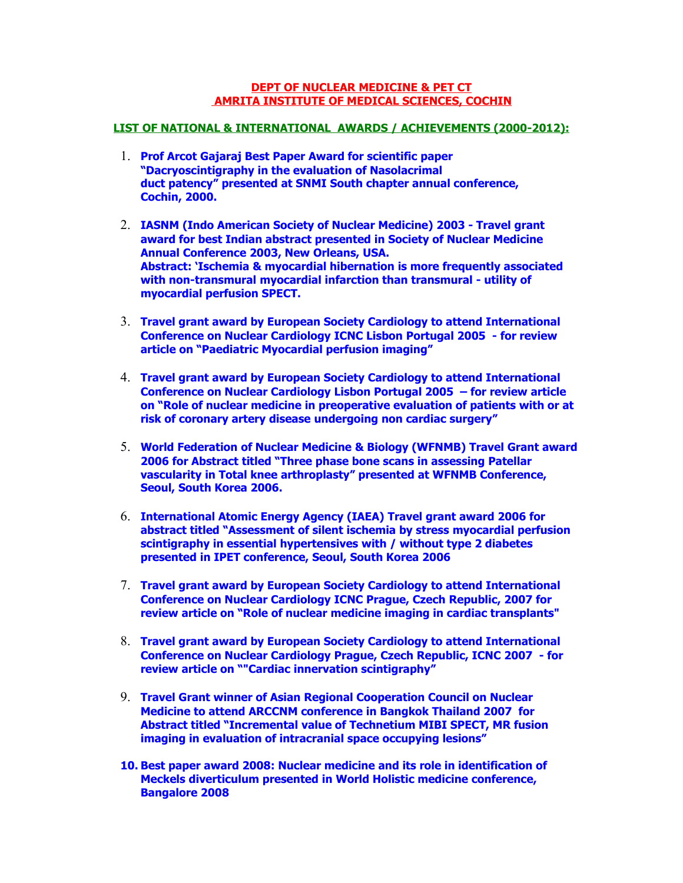# DEPT OF NUCLEAR MEDICINE & PET CT
# AMRITA INSTITUTE OF MEDICAL SCIENCES, COCHIN

## LIST OF NATIONAL & INTERNATIONAL AWARDS / ACHIEVEMENTS (2000-2012):

1. **Prof Arcot Gajaraj Best Paper Award for scientific paper "Dacryoscintigraphy in the evaluation of Nasolacrimal duct patency" presented at SNMI South chapter annual conference, Cochin, 2000.**

2. **IASNM (Indo American Society of Nuclear Medicine) 2003 - Travel grant award for best Indian abstract presented in Society of Nuclear Medicine Annual Conference 2003, New Orleans, USA. Abstract: 'Ischemia & myocardial hibernation is more frequently associated with non-transmural myocardial infarction than transmural - utility of myocardial perfusion SPECT.**

3. **Travel grant award by European Society Cardiology to attend International Conference on Nuclear Cardiology ICNC Lisbon Portugal 2005 - for review article on "Paediatric Myocardial perfusion imaging"**

4. **Travel grant award by European Society Cardiology to attend International Conference on Nuclear Cardiology Lisbon Portugal 2005 – for review article on "Role of nuclear medicine in preoperative evaluation of patients with or at risk of coronary artery disease undergoing non cardiac surgery"**

5. **World Federation of Nuclear Medicine & Biology (WFNMB) Travel Grant award 2006 for Abstract titled "Three phase bone scans in assessing Patellar vascularity in Total knee arthroplasty" presented at WFNMB Conference, Seoul, South Korea 2006.**

6. **International Atomic Energy Agency (IAEA) Travel grant award 2006 for abstract titled "Assessment of silent ischemia by stress myocardial perfusion scintigraphy in essential hypertensives with / without type 2 diabetes presented in IPET conference, Seoul, South Korea 2006**

7. **Travel grant award by European Society Cardiology to attend International Conference on Nuclear Cardiology ICNC Prague, Czech Republic, 2007 for review article on "Role of nuclear medicine imaging in cardiac transplants"**

8. **Travel grant award by European Society Cardiology to attend International Conference on Nuclear Cardiology Prague, Czech Republic, ICNC 2007 - for review article on ""Cardiac innervation scintigraphy"**

9. **Travel Grant winner of Asian Regional Cooperation Council on Nuclear Medicine to attend ARCCNM conference in Bangkok Thailand 2007 for Abstract titled "Incremental value of Technetium MIBI SPECT, MR fusion imaging in evaluation of intracranial space occupying lesions"**

10. **Best paper award 2008: Nuclear medicine and its role in identification of Meckels diverticulum presented in World Holistic medicine conference, Bangalore 2008**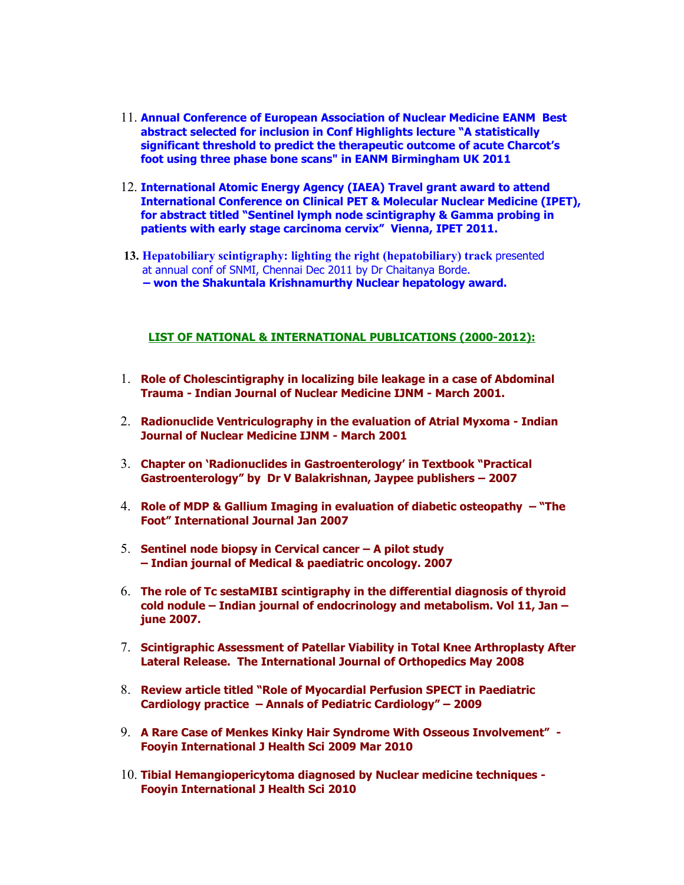11. **Annual Conference of European Association of Nuclear Medicine EANM Best abstract selected for inclusion in Conf Highlights lecture "A statistically significant threshold to predict the therapeutic outcome of acute Charcot's foot using three phase bone scans" in EANM Birmingham UK 2011**

12. **International Atomic Energy Agency (IAEA) Travel grant award to attend International Conference on Clinical PET & Molecular Nuclear Medicine (IPET), for abstract titled "Sentinel lymph node scintigraphy & Gamma probing in patients with early stage carcinoma cervix" Vienna, IPET 2011.**

13. **Hepatobiliary scintigraphy: lighting the right (hepatobiliary) track** presented at annual conf of SNMI, Chennai Dec 2011 by Dr Chaitanya Borde.
    **– won the Shakuntala Krishnamurthy Nuclear hepatology award.**

## LIST OF NATIONAL & INTERNATIONAL PUBLICATIONS (2000-2012):

1. **Role of Cholescintigraphy in localizing bile leakage in a case of Abdominal Trauma - Indian Journal of Nuclear Medicine IJNM - March 2001.**

2. **Radionuclide Ventriculography in the evaluation of Atrial Myxoma - Indian Journal of Nuclear Medicine IJNM - March 2001**

3. **Chapter on 'Radionuclides in Gastroenterology' in Textbook "Practical Gastroenterology" by Dr V Balakrishnan, Jaypee publishers – 2007**

4. **Role of MDP & Gallium Imaging in evaluation of diabetic osteopathy – "The Foot" International Journal Jan 2007**

5. **Sentinel node biopsy in Cervical cancer – A pilot study – Indian journal of Medical & paediatric oncology. 2007**

6. **The role of Tc sestaMIBI scintigraphy in the differential diagnosis of thyroid cold nodule – Indian journal of endocrinology and metabolism. Vol 11, Jan – june 2007.**

7. **Scintigraphic Assessment of Patellar Viability in Total Knee Arthroplasty After Lateral Release. The International Journal of Orthopedics May 2008**

8. **Review article titled "Role of Myocardial Perfusion SPECT in Paediatric Cardiology practice – Annals of Pediatric Cardiology" – 2009**

9. **A Rare Case of Menkes Kinky Hair Syndrome With Osseous Involvement" - Fooyin International J Health Sci 2009 Mar 2010**

10. **Tibial Hemangiopericytoma diagnosed by Nuclear medicine techniques - Fooyin International J Health Sci 2010**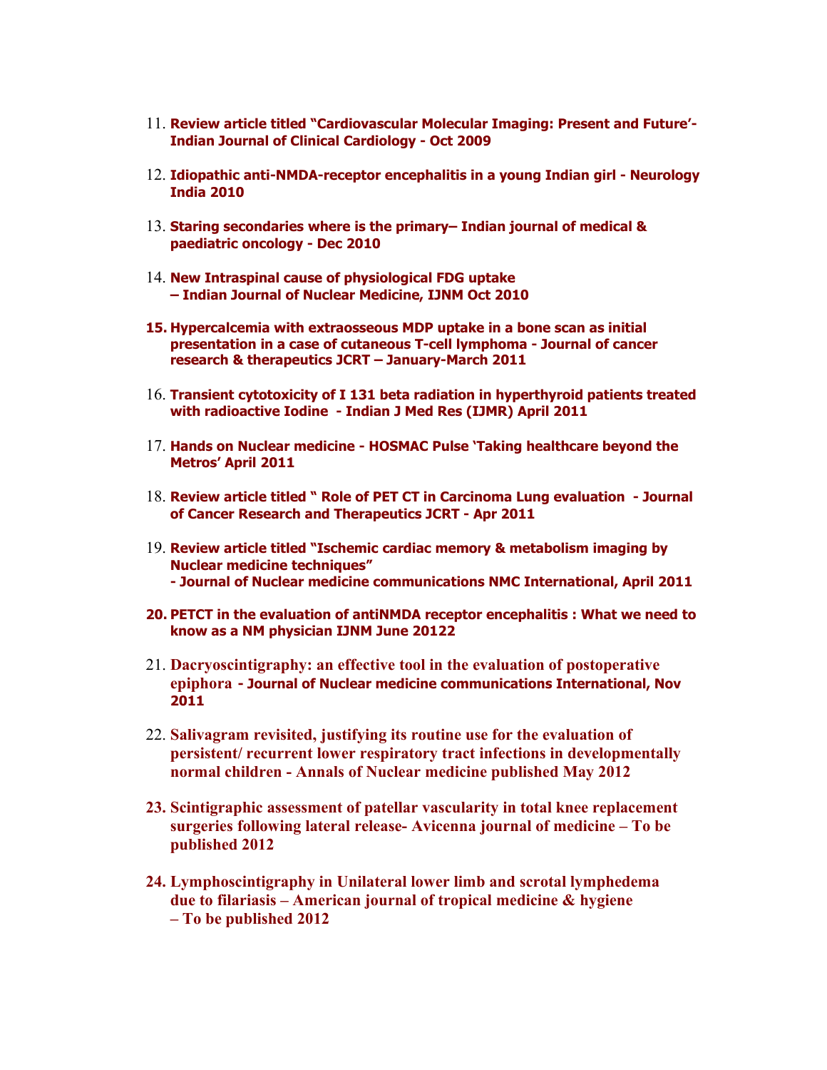11. **Review article titled "Cardiovascular Molecular Imaging: Present and Future'- Indian Journal of Clinical Cardiology - Oct 2009**

12. **Idiopathic anti-NMDA-receptor encephalitis in a young Indian girl - Neurology India 2010**

13. **Staring secondaries where is the primary– Indian journal of medical & paediatric oncology - Dec 2010**

14. **New Intraspinal cause of physiological FDG uptake – Indian Journal of Nuclear Medicine, IJNM Oct 2010**

15. **Hypercalcemia with extraosseous MDP uptake in a bone scan as initial presentation in a case of cutaneous T-cell lymphoma - Journal of cancer research & therapeutics JCRT – January-March 2011**

16. **Transient cytotoxicity of I 131 beta radiation in hyperthyroid patients treated with radioactive Iodine - Indian J Med Res (IJMR) April 2011**

17. **Hands on Nuclear medicine - HOSMAC Pulse 'Taking healthcare beyond the Metros' April 2011**

18. **Review article titled " Role of PET CT in Carcinoma Lung evaluation - Journal of Cancer Research and Therapeutics JCRT - Apr 2011**

19. **Review article titled "Ischemic cardiac memory & metabolism imaging by Nuclear medicine techniques" - Journal of Nuclear medicine communications NMC International, April 2011**

20. **PETCT in the evaluation of antiNMDA receptor encephalitis : What we need to know as a NM physician IJNM June 20122**

21. **Dacryoscintigraphy: an effective tool in the evaluation of postoperative epiphora - Journal of Nuclear medicine communications International, Nov 2011**

22. **Salivagram revisited, justifying its routine use for the evaluation of persistent/ recurrent lower respiratory tract infections in developmentally normal children - Annals of Nuclear medicine published May 2012**

23. **Scintigraphic assessment of patellar vascularity in total knee replacement surgeries following lateral release- Avicenna journal of medicine – To be published 2012**

24. **Lymphoscintigraphy in Unilateral lower limb and scrotal lymphedema due to filariasis – American journal of tropical medicine & hygiene – To be published 2012**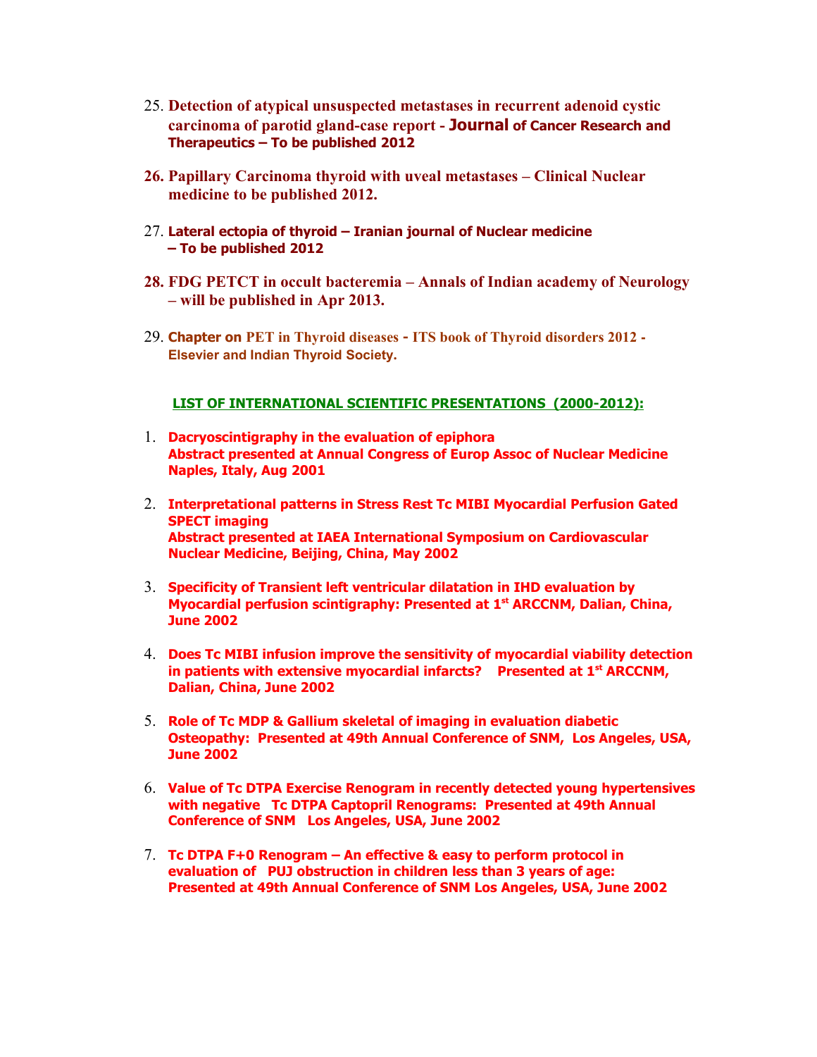25. **Detection of atypical unsuspected metastases in recurrent adenoid cystic carcinoma of parotid gland-case report - Journal of Cancer Research and Therapeutics – To be published 2012**

26. **Papillary Carcinoma thyroid with uveal metastases – Clinical Nuclear medicine to be published 2012.**

27. **Lateral ectopia of thyroid – Iranian journal of Nuclear medicine – To be published 2012**

28. **FDG PETCT in occult bacteremia – Annals of Indian academy of Neurology – will be published in Apr 2013.**

29. **Chapter on PET in Thyroid diseases - ITS book of Thyroid disorders 2012 - Elsevier and Indian Thyroid Society.**

## LIST OF INTERNATIONAL SCIENTIFIC PRESENTATIONS (2000-2012):

1. **Dacryoscintigraphy in the evaluation of epiphora**
   **Abstract presented at Annual Congress of Europ Assoc of Nuclear Medicine Naples, Italy, Aug 2001**

2. **Interpretational patterns in Stress Rest Tc MIBI Myocardial Perfusion Gated SPECT imaging**
   **Abstract presented at IAEA International Symposium on Cardiovascular Nuclear Medicine, Beijing, China, May 2002**

3. **Specificity of Transient left ventricular dilatation in IHD evaluation by Myocardial perfusion scintigraphy: Presented at 1st ARCCNM, Dalian, China, June 2002**

4. **Does Tc MIBI infusion improve the sensitivity of myocardial viability detection in patients with extensive myocardial infarcts? Presented at 1st ARCCNM, Dalian, China, June 2002**

5. **Role of Tc MDP & Gallium skeletal of imaging in evaluation diabetic Osteopathy: Presented at 49th Annual Conference of SNM, Los Angeles, USA, June 2002**

6. **Value of Tc DTPA Exercise Renogram in recently detected young hypertensives with negative Tc DTPA Captopril Renograms: Presented at 49th Annual Conference of SNM Los Angeles, USA, June 2002**

7. **Tc DTPA F+0 Renogram – An effective & easy to perform protocol in evaluation of PUJ obstruction in children less than 3 years of age: Presented at 49th Annual Conference of SNM Los Angeles, USA, June 2002**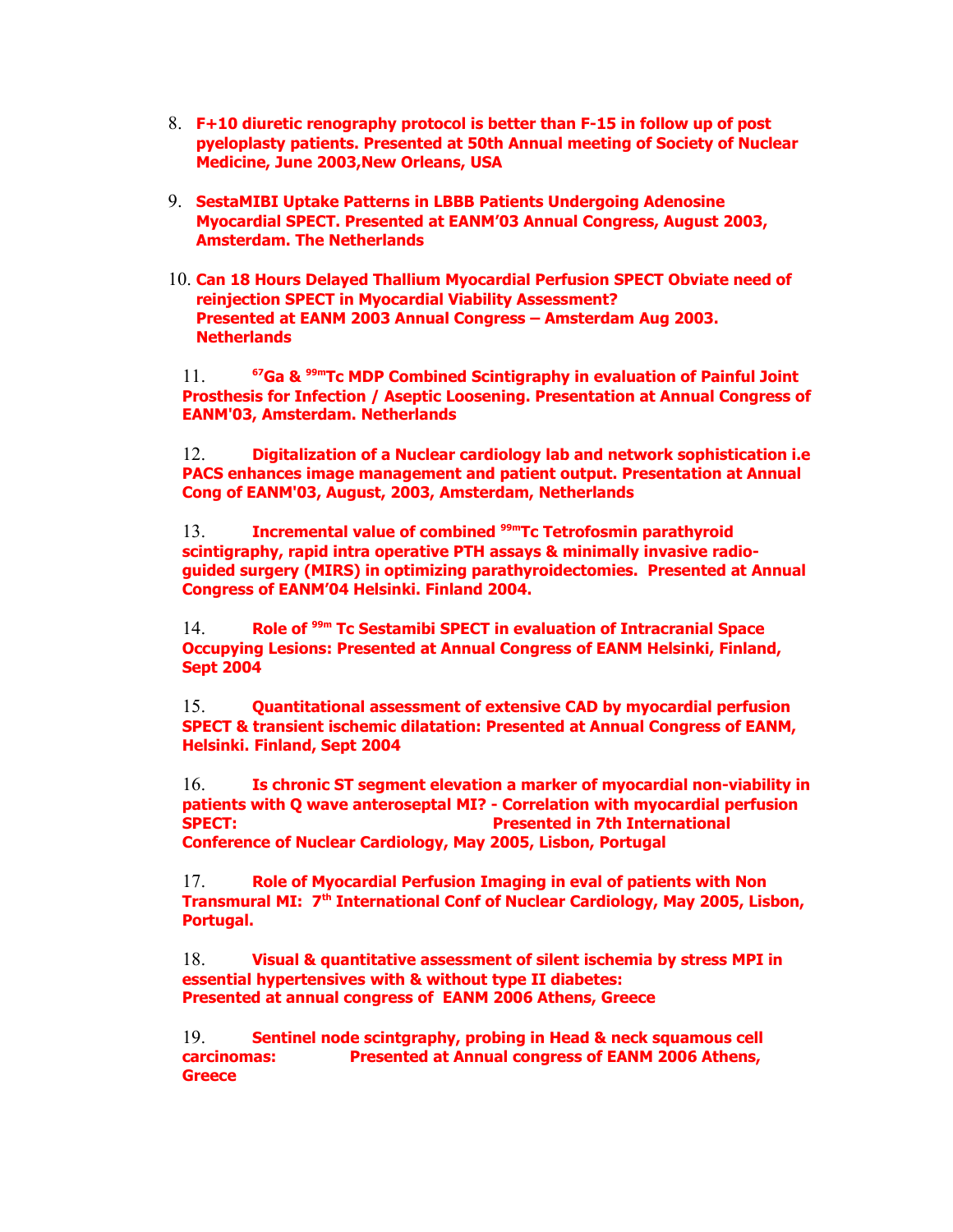8. **F+10 diuretic renography protocol is better than F-15 in follow up of post pyeloplasty patients. Presented at 50th Annual meeting of Society of Nuclear Medicine, June 2003,New Orleans, USA**

9. **SestaMIBI Uptake Patterns in LBBB Patients Undergoing Adenosine Myocardial SPECT. Presented at EANM'03 Annual Congress, August 2003, Amsterdam. The Netherlands**

10. **Can 18 Hours Delayed Thallium Myocardial Perfusion SPECT Obviate need of reinjection SPECT in Myocardial Viability Assessment?
    Presented at EANM 2003 Annual Congress – Amsterdam Aug 2003. Netherlands**

11. **$^{67}$Ga & $^{99m}$Tc MDP Combined Scintigraphy in evaluation of Painful Joint Prosthesis for Infection / Aseptic Loosening. Presentation at Annual Congress of EANM'03, Amsterdam. Netherlands**

12. **Digitalization of a Nuclear cardiology lab and network sophistication i.e PACS enhances image management and patient output. Presentation at Annual Cong of EANM'03, August, 2003, Amsterdam, Netherlands**

13. **Incremental value of combined $^{99m}$Tc Tetrofosmin parathyroid scintigraphy, rapid intra operative PTH assays & minimally invasive radio-guided surgery (MIRS) in optimizing parathyroidectomies. Presented at Annual Congress of EANM'04 Helsinki. Finland 2004.**

14. **Role of $^{99m}$ Tc Sestamibi SPECT in evaluation of Intracranial Space Occupying Lesions: Presented at Annual Congress of EANM Helsinki, Finland, Sept 2004**

15. **Quantitational assessment of extensive CAD by myocardial perfusion SPECT & transient ischemic dilatation: Presented at Annual Congress of EANM, Helsinki. Finland, Sept 2004**

16. **Is chronic ST segment elevation a marker of myocardial non-viability in patients with Q wave anteroseptal MI? - Correlation with myocardial perfusion SPECT: Presented in 7th International Conference of Nuclear Cardiology, May 2005, Lisbon, Portugal**

17. **Role of Myocardial Perfusion Imaging in eval of patients with Non Transmural MI: 7$^{th}$ International Conf of Nuclear Cardiology, May 2005, Lisbon, Portugal.**

18. **Visual & quantitative assessment of silent ischemia by stress MPI in essential hypertensives with & without type II diabetes:
    Presented at annual congress of EANM 2006 Athens, Greece**

19. **Sentinel node scintgraphy, probing in Head & neck squamous cell carcinomas: Presented at Annual congress of EANM 2006 Athens, Greece**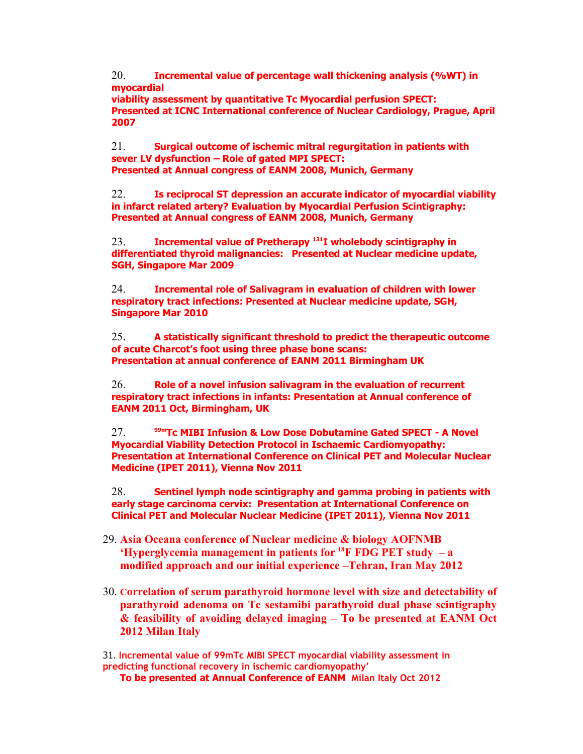20. **Incremental value of percentage wall thickening analysis (%WT) in myocardial viability assessment by quantitative Tc Myocardial perfusion SPECT: Presented at ICNC International conference of Nuclear Cardiology, Prague, April 2007**

21. **Surgical outcome of ischemic mitral regurgitation in patients with sever LV dysfunction – Role of gated MPI SPECT: Presented at Annual congress of EANM 2008, Munich, Germany**

22. **Is reciprocal ST depression an accurate indicator of myocardial viability in infarct related artery? Evaluation by Myocardial Perfusion Scintigraphy: Presented at Annual congress of EANM 2008, Munich, Germany**

23. **Incremental value of Pretherapy $^{131}$I wholebody scintigraphy in differentiated thyroid malignancies: Presented at Nuclear medicine update, SGH, Singapore Mar 2009**

24. **Incremental role of Salivagram in evaluation of children with lower respiratory tract infections: Presented at Nuclear medicine update, SGH, Singapore Mar 2010**

25. **A statistically significant threshold to predict the therapeutic outcome of acute Charcot's foot using three phase bone scans: Presentation at annual conference of EANM 2011 Birmingham UK**

26. **Role of a novel infusion salivagram in the evaluation of recurrent respiratory tract infections in infants: Presentation at Annual conference of EANM 2011 Oct, Birmingham, UK**

27. **$^{99m}$Tc MIBI Infusion & Low Dose Dobutamine Gated SPECT - A Novel Myocardial Viability Detection Protocol in Ischaemic Cardiomyopathy: Presentation at International Conference on Clinical PET and Molecular Nuclear Medicine (IPET 2011), Vienna Nov 2011**

28. **Sentinel lymph node scintigraphy and gamma probing in patients with early stage carcinoma cervix: Presentation at International Conference on Clinical PET and Molecular Nuclear Medicine (IPET 2011), Vienna Nov 2011**

29. **Asia Oceana conference of Nuclear medicine & biology AOFNMB 'Hyperglycemia management in patients for $^{18}$F FDG PET study – a modified approach and our initial experience –Tehran, Iran May 2012**

30. **Correlation of serum parathyroid hormone level with size and detectability of parathyroid adenoma on Tc sestamibi parathyroid dual phase scintigraphy & feasibility of avoiding delayed imaging – To be presented at EANM Oct 2012 Milan Italy**

31. Incremental value of 99mTc MIBI SPECT myocardial viability assessment in predicting functional recovery in ischemic cardiomyopathy'
**To be presented at Annual Conference of EANM** Milan Italy Oct 2012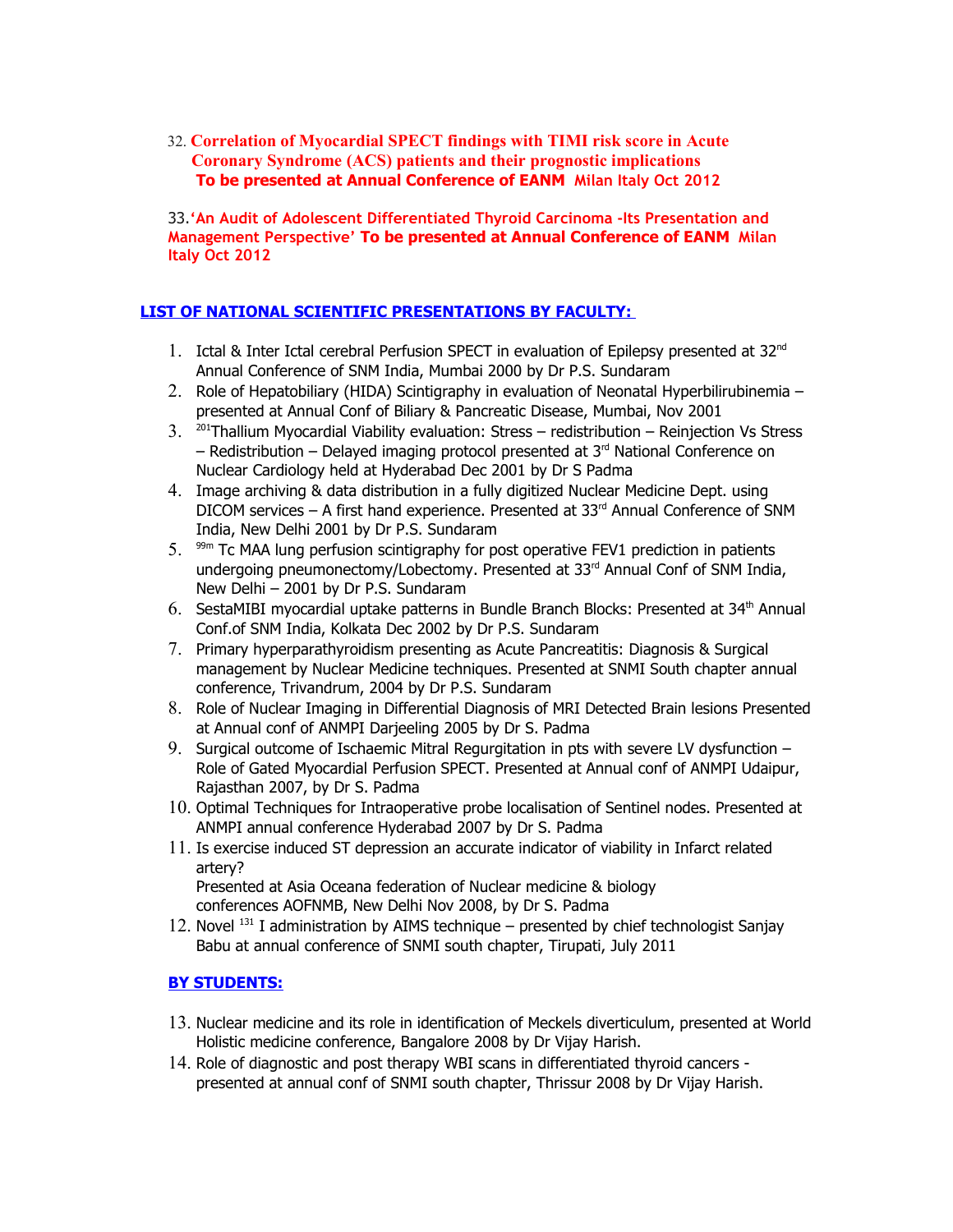32. **Correlation of Myocardial SPECT findings with TIMI risk score in Acute Coronary Syndrome (ACS) patients and their prognostic implications**
 **To be presented at Annual Conference of EANM Milan Italy Oct 2012**

33. **'An Audit of Adolescent Differentiated Thyroid Carcinoma -Its Presentation and Management Perspective' To be presented at Annual Conference of EANM Milan Italy Oct 2012**

## LIST OF NATIONAL SCIENTIFIC PRESENTATIONS BY FACULTY:

1. Ictal & Inter Ictal cerebral Perfusion SPECT in evaluation of Epilepsy presented at 32nd Annual Conference of SNM India, Mumbai 2000 by Dr P.S. Sundaram
2. Role of Hepatobiliary (HIDA) Scintigraphy in evaluation of Neonatal Hyperbilirubinemia – presented at Annual Conf of Biliary & Pancreatic Disease, Mumbai, Nov 2001
3. $^{201}$Thallium Myocardial Viability evaluation: Stress – redistribution – Reinjection Vs Stress – Redistribution – Delayed imaging protocol presented at 3rd National Conference on Nuclear Cardiology held at Hyderabad Dec 2001 by Dr S Padma
4. Image archiving & data distribution in a fully digitized Nuclear Medicine Dept. using DICOM services – A first hand experience. Presented at 33rd Annual Conference of SNM India, New Delhi 2001 by Dr P.S. Sundaram
5. $^{99m}$ Tc MAA lung perfusion scintigraphy for post operative FEV1 prediction in patients undergoing pneumonectomy/Lobectomy. Presented at 33rd Annual Conf of SNM India, New Delhi – 2001 by Dr P.S. Sundaram
6. SestaMIBI myocardial uptake patterns in Bundle Branch Blocks: Presented at 34th Annual Conf.of SNM India, Kolkata Dec 2002 by Dr P.S. Sundaram
7. Primary hyperparathyroidism presenting as Acute Pancreatitis: Diagnosis & Surgical management by Nuclear Medicine techniques. Presented at SNMI South chapter annual conference, Trivandrum, 2004 by Dr P.S. Sundaram
8. Role of Nuclear Imaging in Differential Diagnosis of MRI Detected Brain lesions Presented at Annual conf of ANMPI Darjeeling 2005 by Dr S. Padma
9. Surgical outcome of Ischaemic Mitral Regurgitation in pts with severe LV dysfunction – Role of Gated Myocardial Perfusion SPECT. Presented at Annual conf of ANMPI Udaipur, Rajasthan 2007, by Dr S. Padma
10. Optimal Techniques for Intraoperative probe localisation of Sentinel nodes. Presented at ANMPI annual conference Hyderabad 2007 by Dr S. Padma
11. Is exercise induced ST depression an accurate indicator of viability in Infarct related artery?
 Presented at Asia Oceana federation of Nuclear medicine & biology conferences AOFNMB, New Delhi Nov 2008, by Dr S. Padma
12. Novel $^{131}$ I administration by AIMS technique – presented by chief technologist Sanjay Babu at annual conference of SNMI south chapter, Tirupati, July 2011

### BY STUDENTS:

13. Nuclear medicine and its role in identification of Meckels diverticulum, presented at World Holistic medicine conference, Bangalore 2008 by Dr Vijay Harish.
14. Role of diagnostic and post therapy WBI scans in differentiated thyroid cancers - presented at annual conf of SNMI south chapter, Thrissur 2008 by Dr Vijay Harish.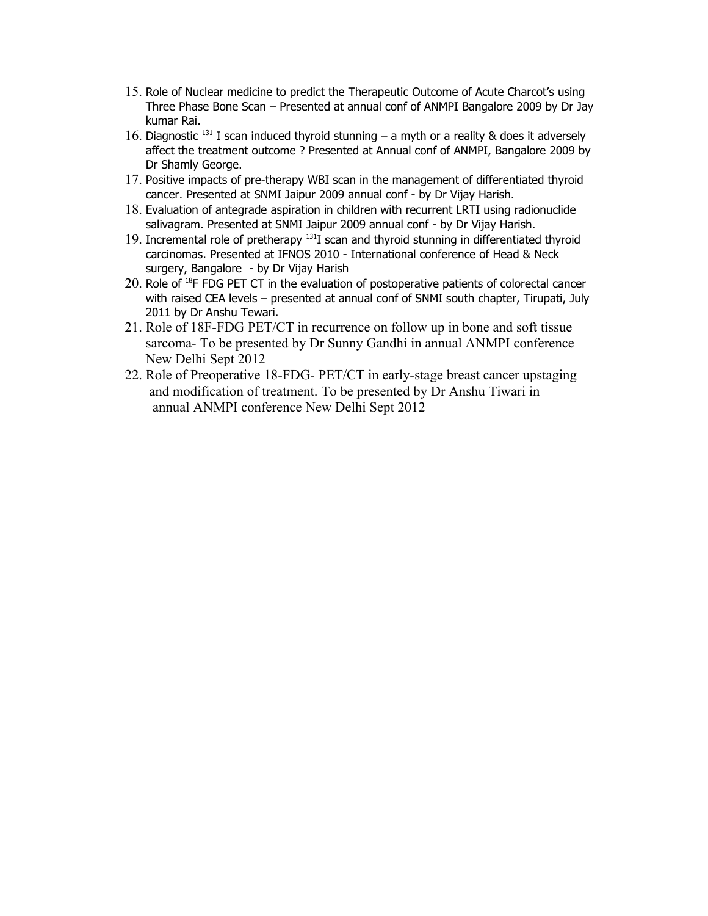15. Role of Nuclear medicine to predict the Therapeutic Outcome of Acute Charcot's using Three Phase Bone Scan – Presented at annual conf of ANMPI Bangalore 2009 by Dr Jay kumar Rai.
16. Diagnostic $^{131}$ I scan induced thyroid stunning – a myth or a reality & does it adversely affect the treatment outcome ? Presented at Annual conf of ANMPI, Bangalore 2009 by Dr Shamly George.
17. Positive impacts of pre-therapy WBI scan in the management of differentiated thyroid cancer. Presented at SNMI Jaipur 2009 annual conf - by Dr Vijay Harish.
18. Evaluation of antegrade aspiration in children with recurrent LRTI using radionuclide salivagram. Presented at SNMI Jaipur 2009 annual conf - by Dr Vijay Harish.
19. Incremental role of pretherapy $^{131}$I scan and thyroid stunning in differentiated thyroid carcinomas. Presented at IFNOS 2010 - International conference of Head & Neck surgery, Bangalore - by Dr Vijay Harish
20. Role of $^{18}$F FDG PET CT in the evaluation of postoperative patients of colorectal cancer with raised CEA levels – presented at annual conf of SNMI south chapter, Tirupati, July 2011 by Dr Anshu Tewari.
21. Role of 18F-FDG PET/CT in recurrence on follow up in bone and soft tissue sarcoma- To be presented by Dr Sunny Gandhi in annual ANMPI conference New Delhi Sept 2012
22. Role of Preoperative 18-FDG- PET/CT in early-stage breast cancer upstaging and modification of treatment. To be presented by Dr Anshu Tiwari in annual ANMPI conference New Delhi Sept 2012